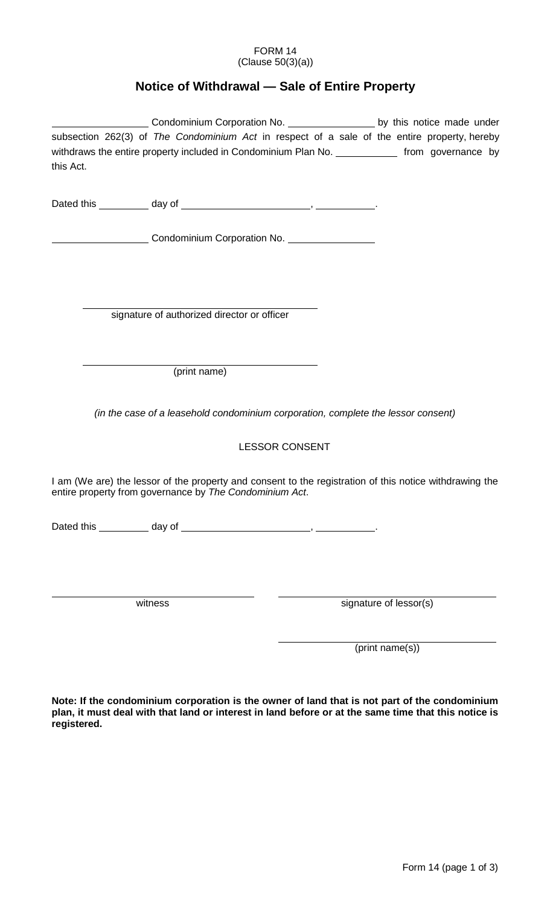FORM 14
(Clause 50(3)(a))

## Notice of Withdrawal — Sale of Entire Property

__________________ Condominium Corporation No. ________________ by this notice made under subsection 262(3) of *The Condominium Act* in respect of a sale of the entire property, hereby withdraws the entire property included in Condominium Plan No. ____________ from governance by this Act.

Dated this __________ day of ________________________, ___________.

__________________ Condominium Corporation No. ________________

________________________________________
signature of authorized director or officer

________________________________________
(print name)

*(in the case of a leasehold condominium corporation, complete the lessor consent)*

LESSOR CONSENT

I am (We are) the lessor of the property and consent to the registration of this notice withdrawing the entire property from governance by *The Condominium Act*.

Dated this __________ day of ________________________, ___________.

| ________________________________ | ________________________________ |
|---|---|
| witness | signature of lessor(s) |
| | ________________________________ |
| | (print name(s)) |

**Note: If the condominium corporation is the owner of land that is not part of the condominium plan, it must deal with that land or interest in land before or at the same time that this notice is registered.**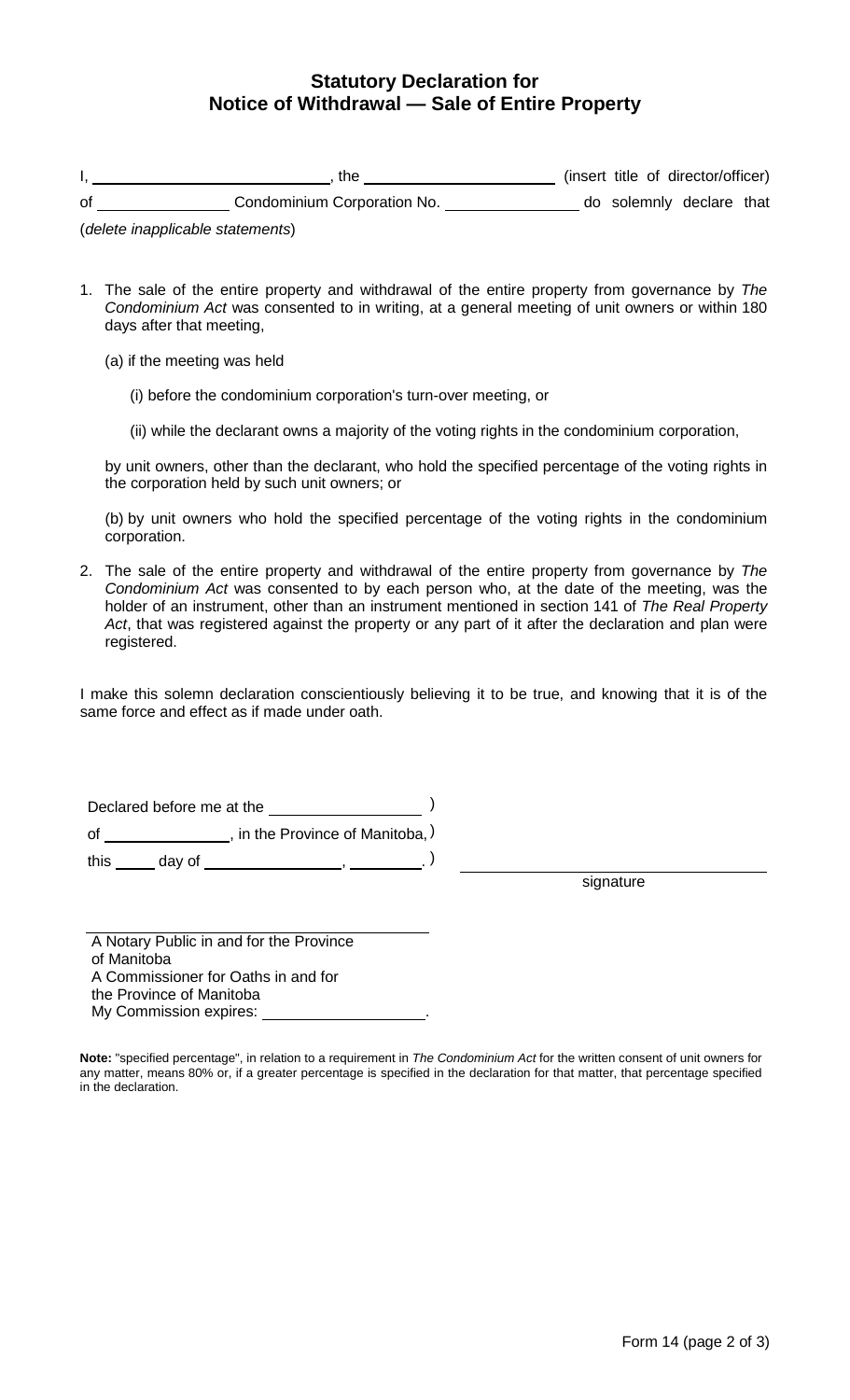## Statutory Declaration for Notice of Withdrawal — Sale of Entire Property

I, ____________________, the ____________________ (insert title of director/officer) of ____________ Condominium Corporation No. ____________ do solemnly declare that

(*delete inapplicable statements*)

1. The sale of the entire property and withdrawal of the entire property from governance by *The Condominium Act* was consented to in writing, at a general meeting of unit owners or within 180 days after that meeting,

   (a) if the meeting was held

   (i) before the condominium corporation's turn-over meeting, or

   (ii) while the declarant owns a majority of the voting rights in the condominium corporation,

   by unit owners, other than the declarant, who hold the specified percentage of the voting rights in the corporation held by such unit owners; or

   (b) by unit owners who hold the specified percentage of the voting rights in the condominium corporation.

2. The sale of the entire property and withdrawal of the entire property from governance by *The Condominium Act* was consented to by each person who, at the date of the meeting, was the holder of an instrument, other than an instrument mentioned in section 141 of *The Real Property Act*, that was registered against the property or any part of it after the declaration and plan were registered.

I make this solemn declaration conscientiously believing it to be true, and knowing that it is of the same force and effect as if made under oath.

Declared before me at the ____________ )
of ____________, in the Province of Manitoba, )
this ____ day of ____________, ________. )

____________________
signature

____________________
A Notary Public in and for the Province of Manitoba
A Commissioner for Oaths in and for the Province of Manitoba
My Commission expires: ____________.

**Note:** "specified percentage", in relation to a requirement in *The Condominium Act* for the written consent of unit owners for any matter, means 80% or, if a greater percentage is specified in the declaration for that matter, that percentage specified in the declaration.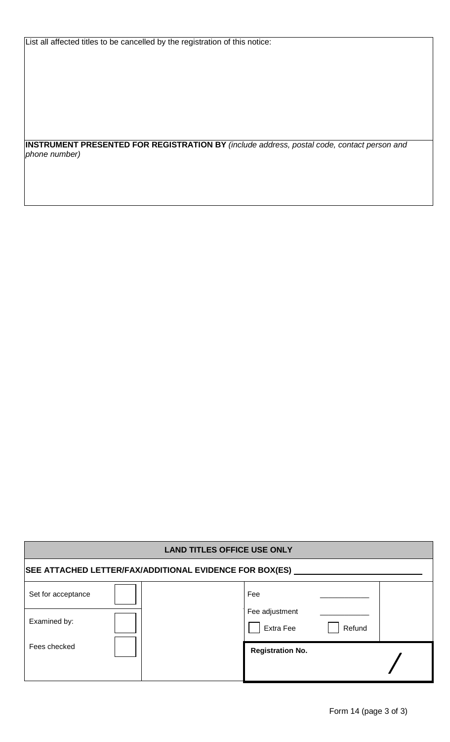List all affected titles to be cancelled by the registration of this notice:

**INSTRUMENT PRESENTED FOR REGISTRATION BY** *(include address, postal code, contact person and phone number)*

| LAND TITLES OFFICE USE ONLY | | | |
|---|---|---|---|
| SEE ATTACHED LETTER/FAX/ADDITIONAL EVIDENCE FOR BOX(ES) ______ | | | |
| Set for acceptance ☐ | | Fee ______ | |
| Examined by: ☐ | | Fee adjustment ______ ☐ Extra Fee ☐ Refund | |
| Fees checked ☐ | | **Registration No.** / | |